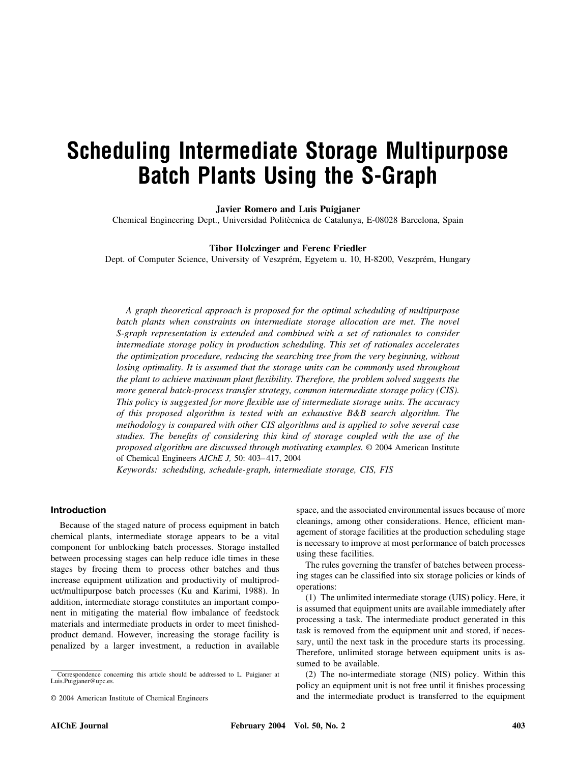# Scheduling Intermediate Storage Multipurpose Batch Plants Using the S-Graph

**Javier Romero and Luis Puigjaner**
Chemical Engineering Dept., Universidad Politècnica de Catalunya, E-08028 Barcelona, Spain

**Tibor Holczinger and Ferenc Friedler**
Dept. of Computer Science, University of Veszprém, Egyetem u. 10, H-8200, Veszprém, Hungary

*A graph theoretical approach is proposed for the optimal scheduling of multipurpose batch plants when constraints on intermediate storage allocation are met. The novel S-graph representation is extended and combined with a set of rationales to consider intermediate storage policy in production scheduling. This set of rationales accelerates the optimization procedure, reducing the searching tree from the very beginning, without losing optimality. It is assumed that the storage units can be commonly used throughout the plant to achieve maximum plant flexibility. Therefore, the problem solved suggests the more general batch-process transfer strategy, common intermediate storage policy (CIS). This policy is suggested for more flexible use of intermediate storage units. The accuracy of this proposed algorithm is tested with an exhaustive B&B search algorithm. The methodology is compared with other CIS algorithms and is applied to solve several case studies. The benefits of considering this kind of storage coupled with the use of the proposed algorithm are discussed through motivating examples.* © 2004 American Institute of Chemical Engineers *AIChE J,* 50: 403–417, 2004

*Keywords: scheduling, schedule-graph, intermediate storage, CIS, FIS*

## Introduction

Because of the staged nature of process equipment in batch chemical plants, intermediate storage appears to be a vital component for unblocking batch processes. Storage installed between processing stages can help reduce idle times in these stages by freeing them to process other batches and thus increase equipment utilization and productivity of multiproduct/multipurpose batch processes (Ku and Karimi, 1988). In addition, intermediate storage constitutes an important component in mitigating the material flow imbalance of feedstock materials and intermediate products in order to meet finished-product demand. However, increasing the storage facility is penalized by a larger investment, a reduction in available space, and the associated environmental issues because of more cleanings, among other considerations. Hence, efficient management of storage facilities at the production scheduling stage is necessary to improve at most performance of batch processes using these facilities.

The rules governing the transfer of batches between processing stages can be classified into six storage policies or kinds of operations:

(1) The unlimited intermediate storage (UIS) policy. Here, it is assumed that equipment units are available immediately after processing a task. The intermediate product generated in this task is removed from the equipment unit and stored, if necessary, until the next task in the procedure starts its processing. Therefore, unlimited storage between equipment units is assumed to be available.

(2) The no-intermediate storage (NIS) policy. Within this policy an equipment unit is not free until it finishes processing and the intermediate product is transferred to the equipment

Correspondence concerning this article should be addressed to L. Puigjaner at Luis.Puigjaner@upc.es.

© 2004 American Institute of Chemical Engineers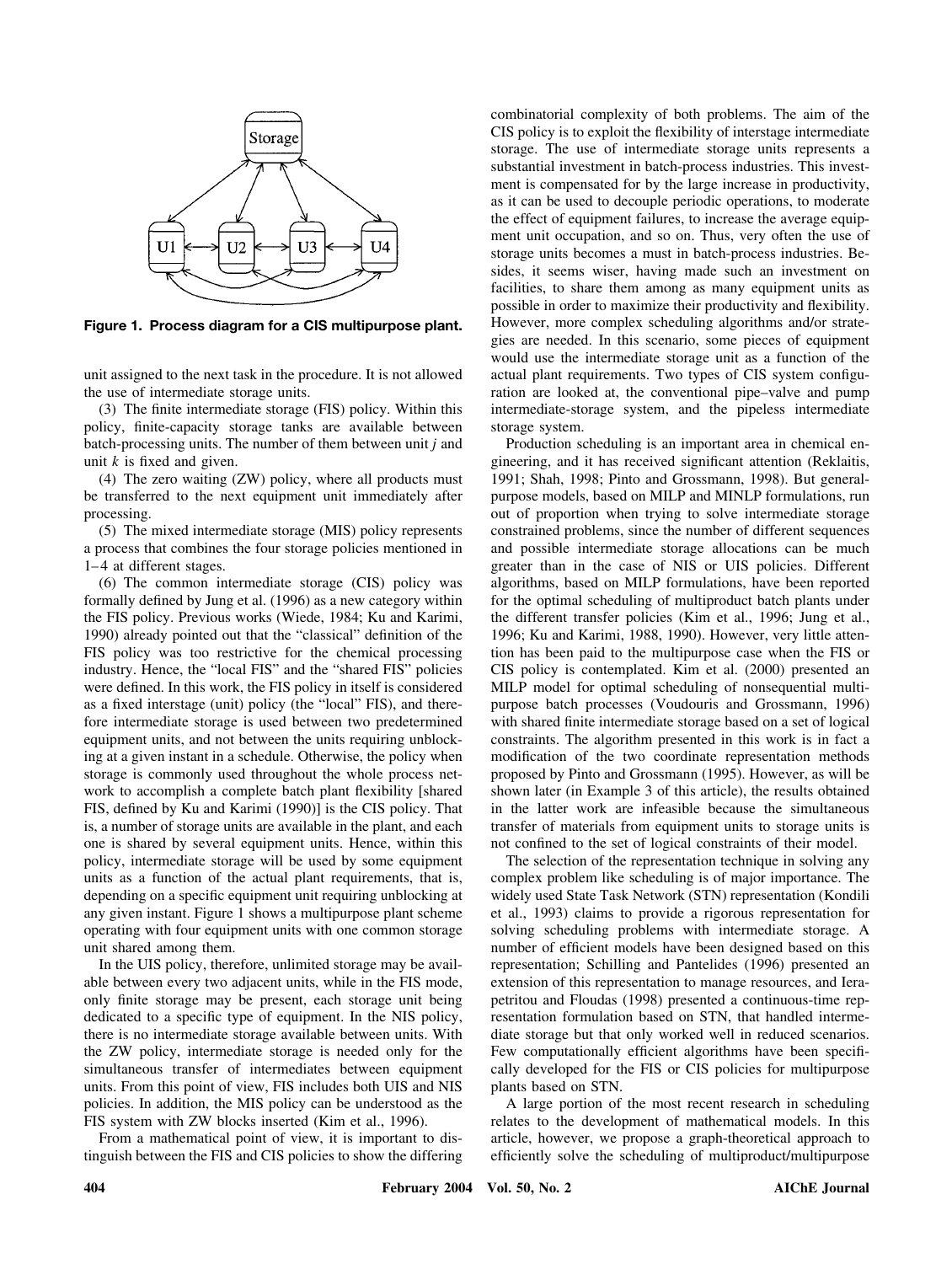Storage

U1 U2 U3 U4

**Figure 1. Process diagram for a CIS multipurpose plant.**

unit assigned to the next task in the procedure. It is not allowed the use of intermediate storage units.

(3) The finite intermediate storage (FIS) policy. Within this policy, finite-capacity storage tanks are available between batch-processing units. The number of them between unit *j* and unit *k* is fixed and given.

(4) The zero waiting (ZW) policy, where all products must be transferred to the next equipment unit immediately after processing.

(5) The mixed intermediate storage (MIS) policy represents a process that combines the four storage policies mentioned in 1–4 at different stages.

(6) The common intermediate storage (CIS) policy was formally defined by Jung et al. (1996) as a new category within the FIS policy. Previous works (Wiede, 1984; Ku and Karimi, 1990) already pointed out that the "classical" definition of the FIS policy was too restrictive for the chemical processing industry. Hence, the "local FIS" and the "shared FIS" policies were defined. In this work, the FIS policy in itself is considered as a fixed interstage (unit) policy (the "local" FIS), and therefore intermediate storage is used between two predetermined equipment units, and not between the units requiring unblocking at a given instant in a schedule. Otherwise, the policy when storage is commonly used throughout the whole process network to accomplish a complete batch plant flexibility [shared FIS, defined by Ku and Karimi (1990)] is the CIS policy. That is, a number of storage units are available in the plant, and each one is shared by several equipment units. Hence, within this policy, intermediate storage will be used by some equipment units as a function of the actual plant requirements, that is, depending on a specific equipment unit requiring unblocking at any given instant. Figure 1 shows a multipurpose plant scheme operating with four equipment units with one common storage unit shared among them.

In the UIS policy, therefore, unlimited storage may be available between every two adjacent units, while in the FIS mode, only finite storage may be present, each storage unit being dedicated to a specific type of equipment. In the NIS policy, there is no intermediate storage available between units. With the ZW policy, intermediate storage is needed only for the simultaneous transfer of intermediates between equipment units. From this point of view, FIS includes both UIS and NIS policies. In addition, the MIS policy can be understood as the FIS system with ZW blocks inserted (Kim et al., 1996).

From a mathematical point of view, it is important to distinguish between the FIS and CIS policies to show the differing combinatorial complexity of both problems. The aim of the CIS policy is to exploit the flexibility of interstage intermediate storage. The use of intermediate storage units represents a substantial investment in batch-process industries. This investment is compensated for by the large increase in productivity, as it can be used to decouple periodic operations, to moderate the effect of equipment failures, to increase the average equipment unit occupation, and so on. Thus, very often the use of storage units becomes a must in batch-process industries. Besides, it seems wiser, having made such an investment on facilities, to share them among as many equipment units as possible in order to maximize their productivity and flexibility. However, more complex scheduling algorithms and/or strategies are needed. In this scenario, some pieces of equipment would use the intermediate storage unit as a function of the actual plant requirements. Two types of CIS system configuration are looked at, the conventional pipe–valve and pump intermediate-storage system, and the pipeless intermediate storage system.

Production scheduling is an important area in chemical engineering, and it has received significant attention (Reklaitis, 1991; Shah, 1998; Pinto and Grossmann, 1998). But general-purpose models, based on MILP and MINLP formulations, run out of proportion when trying to solve intermediate storage constrained problems, since the number of different sequences and possible intermediate storage allocations can be much greater than in the case of NIS or UIS policies. Different algorithms, based on MILP formulations, have been reported for the optimal scheduling of multiproduct batch plants under the different transfer policies (Kim et al., 1996; Jung et al., 1996; Ku and Karimi, 1988, 1990). However, very little attention has been paid to the multipurpose case when the FIS or CIS policy is contemplated. Kim et al. (2000) presented an MILP model for optimal scheduling of nonsequential multipurpose batch processes (Voudouris and Grossmann, 1996) with shared finite intermediate storage based on a set of logical constraints. The algorithm presented in this work is in fact a modification of the two coordinate representation methods proposed by Pinto and Grossmann (1995). However, as will be shown later (in Example 3 of this article), the results obtained in the latter work are infeasible because the simultaneous transfer of materials from equipment units to storage units is not confined to the set of logical constraints of their model.

The selection of the representation technique in solving any complex problem like scheduling is of major importance. The widely used State Task Network (STN) representation (Kondili et al., 1993) claims to provide a rigorous representation for solving scheduling problems with intermediate storage. A number of efficient models have been designed based on this representation; Schilling and Pantelides (1996) presented an extension of this representation to manage resources, and Ierapetritou and Floudas (1998) presented a continuous-time representation formulation based on STN, that handled intermediate storage but that only worked well in reduced scenarios. Few computationally efficient algorithms have been specifically developed for the FIS or CIS policies for multipurpose plants based on STN.

A large portion of the most recent research in scheduling relates to the development of mathematical models. In this article, however, we propose a graph-theoretical approach to efficiently solve the scheduling of multiproduct/multipurpose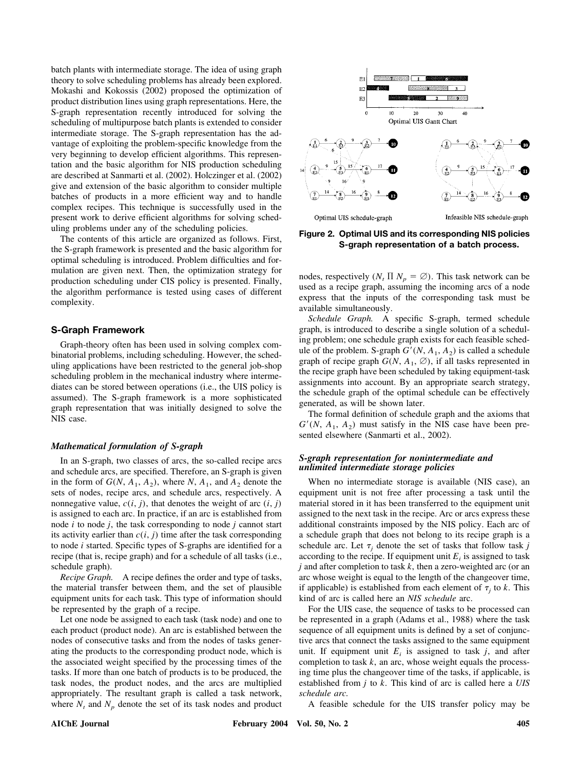batch plants with intermediate storage. The idea of using graph theory to solve scheduling problems has already been explored. Mokashi and Kokossis (2002) proposed the optimization of product distribution lines using graph representations. Here, the S-graph representation recently introduced for solving the scheduling of multipurpose batch plants is extended to consider intermediate storage. The S-graph representation has the advantage of exploiting the problem-specific knowledge from the very beginning to develop efficient algorithms. This representation and the basic algorithm for NIS production scheduling are described at Sanmarti et al. (2002). Holczinger et al. (2002) give and extension of the basic algorithm to consider multiple batches of products in a more efficient way and to handle complex recipes. This technique is successfully used in the present work to derive efficient algorithms for solving scheduling problems under any of the scheduling policies.

The contents of this article are organized as follows. First, the S-graph framework is presented and the basic algorithm for optimal scheduling is introduced. Problem difficulties and formulation are given next. Then, the optimization strategy for production scheduling under CIS policy is presented. Finally, the algorithm performance is tested using cases of different complexity.

## S-Graph Framework

Graph-theory often has been used in solving complex combinatorial problems, including scheduling. However, the scheduling applications have been restricted to the general job-shop scheduling problem in the mechanical industry where intermediates can be stored between operations (i.e., the UIS policy is assumed). The S-graph framework is a more sophisticated graph representation that was initially designed to solve the NIS case.

### *Mathematical formulation of S-graph*

In an S-graph, two classes of arcs, the so-called recipe arcs and schedule arcs, are specified. Therefore, an S-graph is given in the form of $G(N, A_1, A_2)$, where $N$, $A_1$, and $A_2$ denote the sets of nodes, recipe arcs, and schedule arcs, respectively. A nonnegative value, $c(i, j)$, that denotes the weight of arc $(i, j)$ is assigned to each arc. In practice, if an arc is established from node $i$ to node $j$, the task corresponding to node $j$ cannot start its activity earlier than $c(i, j)$ time after the task corresponding to node $i$ started. Specific types of S-graphs are identified for a recipe (that is, recipe graph) and for a schedule of all tasks (i.e., schedule graph).

*Recipe Graph.* A recipe defines the order and type of tasks, the material transfer between them, and the set of plausible equipment units for each task. This type of information should be represented by the graph of a recipe.

Let one node be assigned to each task (task node) and one to each product (product node). An arc is established between the nodes of consecutive tasks and from the nodes of tasks generating the products to the corresponding product node, which is the associated weight specified by the processing times of the tasks. If more than one batch of products is to be produced, the task nodes, the product nodes, and the arcs are multiplied appropriately. The resultant graph is called a task network, where $N_t$ and $N_p$ denote the set of its task nodes and product nodes, respectively ($N_t \cap N_p = \varnothing$). This task network can be used as a recipe graph, assuming the incoming arcs of a node express that the inputs of the corresponding task must be available simultaneously.

E1
E2
E3
0 10 20 30 40
Optimal UIS Gantt Chart

Optimal UIS schedule-graph

Infeasible NIS schedule-graph

**Figure 2. Optimal UIS and its corresponding NIS policies S-graph representation of a batch process.**

*Schedule Graph.* A specific S-graph, termed schedule graph, is introduced to describe a single solution of a scheduling problem; one schedule graph exists for each feasible schedule of the problem. S-graph $G'(N, A_1, A_2)$ is called a schedule graph of recipe graph $G(N, A_1, \varnothing)$, if all tasks represented in the recipe graph have been scheduled by taking equipment-task assignments into account. By an appropriate search strategy, the schedule graph of the optimal schedule can be effectively generated, as will be shown later.

The formal definition of schedule graph and the axioms that $G'(N, A_1, A_2)$ must satisfy in the NIS case have been presented elsewhere (Sanmarti et al., 2002).

### *S-graph representation for nonintermediate and unlimited intermediate storage policies*

When no intermediate storage is available (NIS case), an equipment unit is not free after processing a task until the material stored in it has been transferred to the equipment unit assigned to the next task in the recipe. Arc or arcs express these additional constraints imposed by the NIS policy. Each arc of a schedule graph that does not belong to its recipe graph is a schedule arc. Let $\tau_j$ denote the set of tasks that follow task $j$ according to the recipe. If equipment unit $E_i$ is assigned to task $j$ and after completion to task $k$, then a zero-weighted arc (or an arc whose weight is equal to the length of the changeover time, if applicable) is established from each element of $\tau_j$ to $k$. This kind of arc is called here an *NIS schedule* arc.

For the UIS case, the sequence of tasks to be processed can be represented in a graph (Adams et al., 1988) where the task sequence of all equipment units is defined by a set of conjunctive arcs that connect the tasks assigned to the same equipment unit. If equipment unit $E_i$ is assigned to task $j$, and after completion to task $k$, an arc, whose weight equals the processing time plus the changeover time of the tasks, if applicable, is established from $j$ to $k$. This kind of arc is called here a *UIS schedule arc.*

A feasible schedule for the UIS transfer policy may be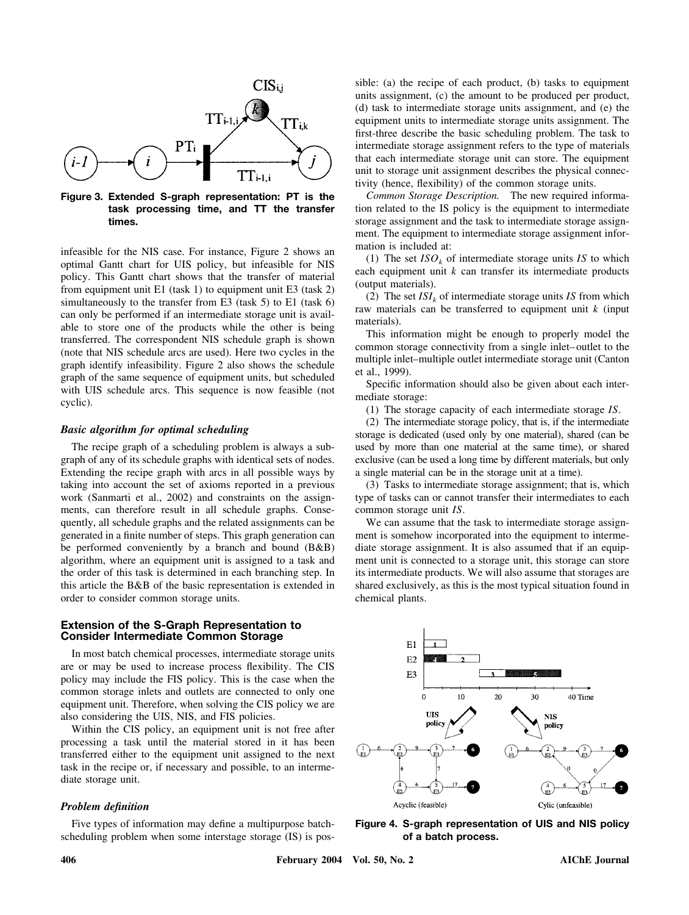$CIS_{i,j}$

$TT_{i-1,j}$

$k$

$TT_{i,k}$

$PT_i$

$i-1$

$i$

$j$

$TT_{i-1,i}$

**Figure 3. Extended S-graph representation: PT is the task processing time, and TT the transfer times.**

infeasible for the NIS case. For instance, Figure 2 shows an optimal Gantt chart for UIS policy, but infeasible for NIS policy. This Gantt chart shows that the transfer of material from equipment unit E1 (task 1) to equipment unit E3 (task 2) simultaneously to the transfer from E3 (task 5) to E1 (task 6) can only be performed if an intermediate storage unit is available to store one of the products while the other is being transferred. The correspondent NIS schedule graph is shown (note that NIS schedule arcs are used). Here two cycles in the graph identify infeasibility. Figure 2 also shows the schedule graph of the same sequence of equipment units, but scheduled with UIS schedule arcs. This sequence is now feasible (not cyclic).

### *Basic algorithm for optimal scheduling*

The recipe graph of a scheduling problem is always a subgraph of any of its schedule graphs with identical sets of nodes. Extending the recipe graph with arcs in all possible ways by taking into account the set of axioms reported in a previous work (Sanmarti et al., 2002) and constraints on the assignments, can therefore result in all schedule graphs. Consequently, all schedule graphs and the related assignments can be generated in a finite number of steps. This graph generation can be performed conveniently by a branch and bound (B&B) algorithm, where an equipment unit is assigned to a task and the order of this task is determined in each branching step. In this article the B&B of the basic representation is extended in order to consider common storage units.

## Extension of the S-Graph Representation to Consider Intermediate Common Storage

In most batch chemical processes, intermediate storage units are or may be used to increase process flexibility. The CIS policy may include the FIS policy. This is the case when the common storage inlets and outlets are connected to only one equipment unit. Therefore, when solving the CIS policy we are also considering the UIS, NIS, and FIS policies.

Within the CIS policy, an equipment unit is not free after processing a task until the material stored in it has been transferred either to the equipment unit assigned to the next task in the recipe or, if necessary and possible, to an intermediate storage unit.

### *Problem definition*

Five types of information may define a multipurpose batch-scheduling problem when some interstage storage (IS) is possible: (a) the recipe of each product, (b) tasks to equipment units assignment, (c) the amount to be produced per product, (d) task to intermediate storage units assignment, and (e) the equipment units to intermediate storage units assignment. The first-three describe the basic scheduling problem. The task to intermediate storage assignment refers to the type of materials that each intermediate storage unit can store. The equipment unit to storage unit assignment describes the physical connectivity (hence, flexibility) of the common storage units.

*Common Storage Description.* The new required information related to the IS policy is the equipment to intermediate storage assignment and the task to intermediate storage assignment. The equipment to intermediate storage assignment information is included at:

(1) The set $ISO_k$ of intermediate storage units $IS$ to which each equipment unit $k$ can transfer its intermediate products (output materials).

(2) The set $ISI_k$ of intermediate storage units $IS$ from which raw materials can be transferred to equipment unit $k$ (input materials).

This information might be enough to properly model the common storage connectivity from a single inlet–outlet to the multiple inlet–multiple outlet intermediate storage unit (Canton et al., 1999).

Specific information should also be given about each intermediate storage:

(1) The storage capacity of each intermediate storage $IS$.

(2) The intermediate storage policy, that is, if the intermediate storage is dedicated (used only by one material), shared (can be used by more than one material at the same time), or shared exclusive (can be used a long time by different materials, but only a single material can be in the storage unit at a time).

(3) Tasks to intermediate storage assignment; that is, which type of tasks can or cannot transfer their intermediates to each common storage unit $IS$.

We can assume that the task to intermediate storage assignment is somehow incorporated into the equipment to intermediate storage assignment. It is also assumed that if an equipment unit is connected to a storage unit, this storage can store its intermediate products. We will also assume that storages are shared exclusively, as this is the most typical situation found in chemical plants.

E1
E2
E3
0 10 20 30 40 Time
UIS policy
NIS policy
Acyclic (feasible)
Cylic (unfeasible)

**Figure 4. S-graph representation of UIS and NIS policy of a batch process.**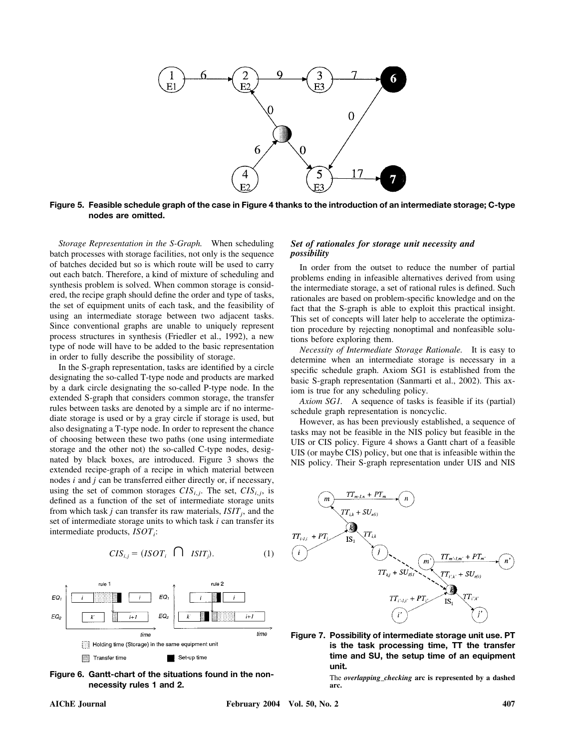1
E1

6

2
E2

9

3
E3

7

6

0

0

6

0

4
E2

5
E3

17

7

Figure 5. Feasible schedule graph of the case in Figure 4 thanks to the introduction of an intermediate storage; C-type nodes are omitted.

*Storage Representation in the S-Graph.* When scheduling batch processes with storage facilities, not only is the sequence of batches decided but so is which route will be used to carry out each batch. Therefore, a kind of mixture of scheduling and synthesis problem is solved. When common storage is considered, the recipe graph should define the order and type of tasks, the set of equipment units of each task, and the feasibility of using an intermediate storage between two adjacent tasks. Since conventional graphs are unable to uniquely represent process structures in synthesis (Friedler et al., 1992), a new type of node will have to be added to the basic representation in order to fully describe the possibility of storage.

In the S-graph representation, tasks are identified by a circle designating the so-called T-type node and products are marked by a dark circle designating the so-called P-type node. In the extended S-graph that considers common storage, the transfer rules between tasks are denoted by a simple arc if no intermediate storage is used or by a gray circle if storage is used, but also designating a T-type node. In order to represent the chance of choosing between these two paths (one using intermediate storage and the other not) the so-called C-type nodes, designated by black boxes, are introduced. Figure 3 shows the extended recipe-graph of a recipe in which material between nodes $i$ and $j$ can be transferred either directly or, if necessary, using the set of common storages $CIS_{i,j}$. The set, $CIS_{i,j}$, is defined as a function of the set of intermediate storage units from which task $j$ can transfer its raw materials, $ISIT_j$, and the set of intermediate storage units to which task $i$ can transfer its intermediate products, $ISOT_i$:

$$CIS_{i,j} = (ISOT_i \ \bigcap \ ISIT_j). \tag{1}$$

rule 1

$EQ_1$ $i$ $i$

$EQ_2$ $k'$ $i+1$

time

rule 2

$EQ_1$ $i$ $i$

$EQ_2$ $k'$ $i+1$

time

Holding time (Storage) in the same equipment unit

Transfer time

Set-up time

Figure 6. Gantt-chart of the situations found in the non-necessity rules 1 and 2.

### Set of rationales for storage unit necessity and possibility

In order from the outset to reduce the number of partial problems ending in infeasible alternatives derived from using the intermediate storage, a set of rational rules is defined. Such rationales are based on problem-specific knowledge and on the fact that the S-graph is able to exploit this practical insight. This set of concepts will later help to accelerate the optimization procedure by rejecting nonoptimal and nonfeasible solutions before exploring them.

*Necessity of Intermediate Storage Rationale.* It is easy to determine when an intermediate storage is necessary in a specific schedule graph. Axiom SG1 is established from the basic S-graph representation (Sanmarti et al., 2002). This axiom is true for any scheduling policy.

*Axiom SG1.* A sequence of tasks is feasible if its (partial) schedule graph representation is noncyclic.

However, as has been previously established, a sequence of tasks may not be feasible in the NIS policy but feasible in the UIS or CIS policy. Figure 4 shows a Gantt chart of a feasible UIS (or maybe CIS) policy, but one that is infeasible within the NIS policy. Their S-graph representation under UIS and NIS

$m$ $TT_{m-1,n} + PT_m$ $n$

$TT_{i,k} + SU_{e(i)}$

$k$

$TT_{i-1,i} + PT_i$ $IS_1$ $TT_{i,k}$

$i$ $j$

$m'$ $TT_{m'-1,m'} + PT_{m'}$ $n'$

$TT_{kj} + SU_{IS1}$ $TT_{i',k'} + SU_{e(i)}$

$TT_{i'-1,i'} + PT_{i'}$ $k'$ $TT_{i',k'}$

$IS_1$

$i'$ $j'$

Figure 7. Possibility of intermediate storage unit use. PT is the task processing time, TT the transfer time and SU, the setup time of an equipment unit.

The *overlapping_checking* arc is represented by a dashed arc.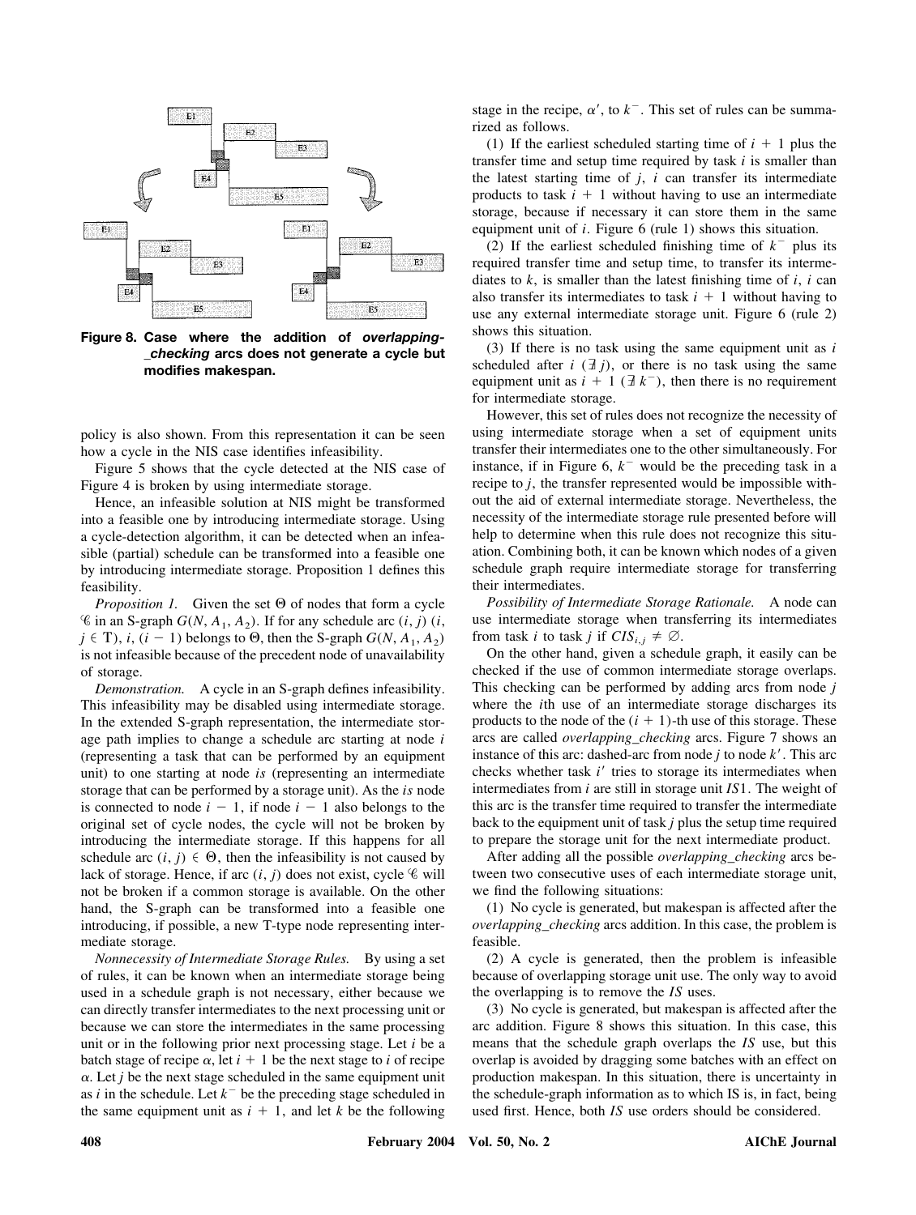E1

E2

E3

E4

E5

E1

E2

E3

E4

E5

E1

E2

E3

E4

E5

**Figure 8. Case where the addition of *overlapping-_checking* arcs does not generate a cycle but modifies makespan.**

policy is also shown. From this representation it can be seen how a cycle in the NIS case identifies infeasibility.

Figure 5 shows that the cycle detected at the NIS case of Figure 4 is broken by using intermediate storage.

Hence, an infeasible solution at NIS might be transformed into a feasible one by introducing intermediate storage. Using a cycle-detection algorithm, it can be detected when an infeasible (partial) schedule can be transformed into a feasible one by introducing intermediate storage. Proposition 1 defines this feasibility.

*Proposition 1.* Given the set $\Theta$ of nodes that form a cycle $\mathscr{C}$ in an S-graph $G(N, A_1, A_2)$. If for any schedule arc $(i, j)$ $(i, j \in \mathrm{T})$, $i$, $(i - 1)$ belongs to $\Theta$, then the S-graph $G(N, A_1, A_2)$ is not infeasible because of the precedent node of unavailability of storage.

*Demonstration.* A cycle in an S-graph defines infeasibility. This infeasibility may be disabled using intermediate storage. In the extended S-graph representation, the intermediate storage path implies to change a schedule arc starting at node $i$ (representing a task that can be performed by an equipment unit) to one starting at node $is$ (representing an intermediate storage that can be performed by a storage unit). As the $is$ node is connected to node $i - 1$, if node $i - 1$ also belongs to the original set of cycle nodes, the cycle will not be broken by introducing the intermediate storage. If this happens for all schedule arc $(i, j) \in \Theta$, then the infeasibility is not caused by lack of storage. Hence, if arc $(i, j)$ does not exist, cycle $\mathscr{C}$ will not be broken if a common storage is available. On the other hand, the S-graph can be transformed into a feasible one introducing, if possible, a new T-type node representing intermediate storage.

*Nonnecessity of Intermediate Storage Rules.* By using a set of rules, it can be known when an intermediate storage being used in a schedule graph is not necessary, either because we can directly transfer intermediates to the next processing unit or because we can store the intermediates in the same processing unit or in the following prior next processing stage. Let $i$ be a batch stage of recipe $\alpha$, let $i + 1$ be the next stage to $i$ of recipe $\alpha$. Let $j$ be the next stage scheduled in the same equipment unit as $i$ in the schedule. Let $k^-$ be the preceding stage scheduled in the same equipment unit as $i + 1$, and let $k$ be the following stage in the recipe, $\alpha'$, to $k^-$. This set of rules can be summarized as follows.

(1) If the earliest scheduled starting time of $i + 1$ plus the transfer time and setup time required by task $i$ is smaller than the latest starting time of $j$, $i$ can transfer its intermediate products to task $i + 1$ without having to use an intermediate storage, because if necessary it can store them in the same equipment unit of $i$. Figure 6 (rule 1) shows this situation.

(2) If the earliest scheduled finishing time of $k^-$ plus its required transfer time and setup time, to transfer its intermediates to $k$, is smaller than the latest finishing time of $i$, $i$ can also transfer its intermediates to task $i + 1$ without having to use any external intermediate storage unit. Figure 6 (rule 2) shows this situation.

(3) If there is no task using the same equipment unit as $i$ scheduled after $i$ ($\nexists\, j$), or there is no task using the same equipment unit as $i + 1$ ($\nexists\, k^-$), then there is no requirement for intermediate storage.

However, this set of rules does not recognize the necessity of using intermediate storage when a set of equipment units transfer their intermediates one to the other simultaneously. For instance, if in Figure 6, $k^-$ would be the preceding task in a recipe to $j$, the transfer represented would be impossible without the aid of external intermediate storage. Nevertheless, the necessity of the intermediate storage rule presented before will help to determine when this rule does not recognize this situation. Combining both, it can be known which nodes of a given schedule graph require intermediate storage for transferring their intermediates.

*Possibility of Intermediate Storage Rationale.* A node can use intermediate storage when transferring its intermediates from task $i$ to task $j$ if $CIS_{i,j} \neq \varnothing$.

On the other hand, given a schedule graph, it easily can be checked if the use of common intermediate storage overlaps. This checking can be performed by adding arcs from node $j$ where the $i$th use of an intermediate storage discharges its products to the node of the $(i + 1)$-th use of this storage. These arcs are called *overlapping_checking* arcs. Figure 7 shows an instance of this arc: dashed-arc from node $j$ to node $k'$. This arc checks whether task $i'$ tries to storage its intermediates when intermediates from $i$ are still in storage unit $IS1$. The weight of this arc is the transfer time required to transfer the intermediate back to the equipment unit of task $j$ plus the setup time required to prepare the storage unit for the next intermediate product.

After adding all the possible *overlapping_checking* arcs between two consecutive uses of each intermediate storage unit, we find the following situations:

(1) No cycle is generated, but makespan is affected after the *overlapping_checking* arcs addition. In this case, the problem is feasible.

(2) A cycle is generated, then the problem is infeasible because of overlapping storage unit use. The only way to avoid the overlapping is to remove the *IS* uses.

(3) No cycle is generated, but makespan is affected after the arc addition. Figure 8 shows this situation. In this case, this means that the schedule graph overlaps the *IS* use, but this overlap is avoided by dragging some batches with an effect on production makespan. In this situation, there is uncertainty in the schedule-graph information as to which IS is, in fact, being used first. Hence, both *IS* use orders should be considered.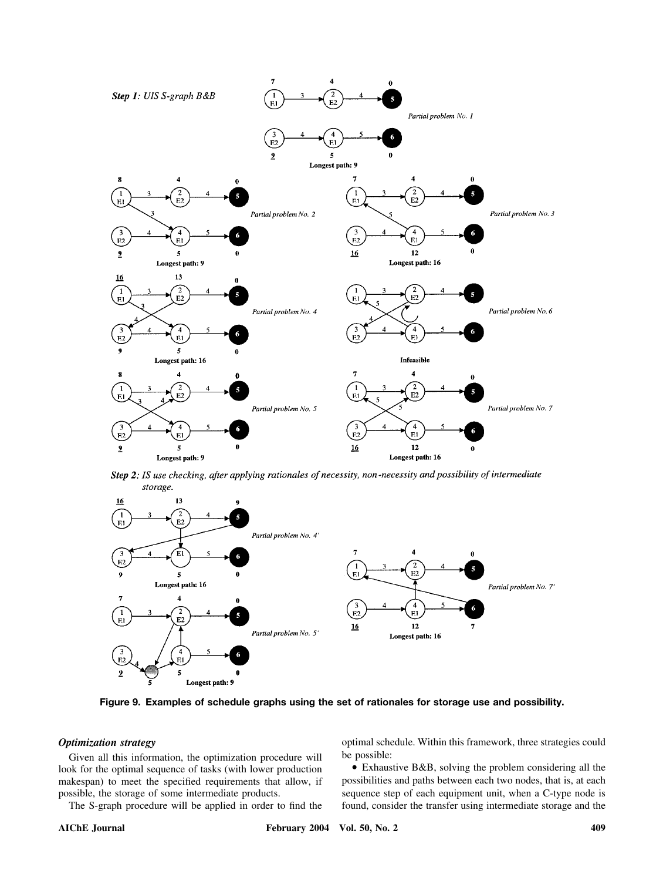Step 1: UIS S-graph B&B

Partial problem No. 1

Longest path: 9

Partial problem No. 2

Longest path: 9

Partial problem No. 3

Longest path: 16

Partial problem No. 4

Longest path: 16

Partial problem No. 6

Infeasible

Partial problem No. 5

Longest path: 9

Partial problem No. 7

Longest path: 16

Step 2: IS use checking, after applying rationales of necessity, non-necessity and possibility of intermediate storage.

Partial problem No. 4'

Longest path: 16

Partial problem No. 7'

Longest path: 16

Partial problem No. 5'

Longest path: 9

**Figure 9. Examples of schedule graphs using the set of rationales for storage use and possibility.**

### *Optimization strategy*

Given all this information, the optimization procedure will look for the optimal sequence of tasks (with lower production makespan) to meet the specified requirements that allow, if possible, the storage of some intermediate products.

The S-graph procedure will be applied in order to find the optimal schedule. Within this framework, three strategies could be possible:

- Exhaustive B&B, solving the problem considering all the possibilities and paths between each two nodes, that is, at each sequence step of each equipment unit, when a C-type node is found, consider the transfer using intermediate storage and the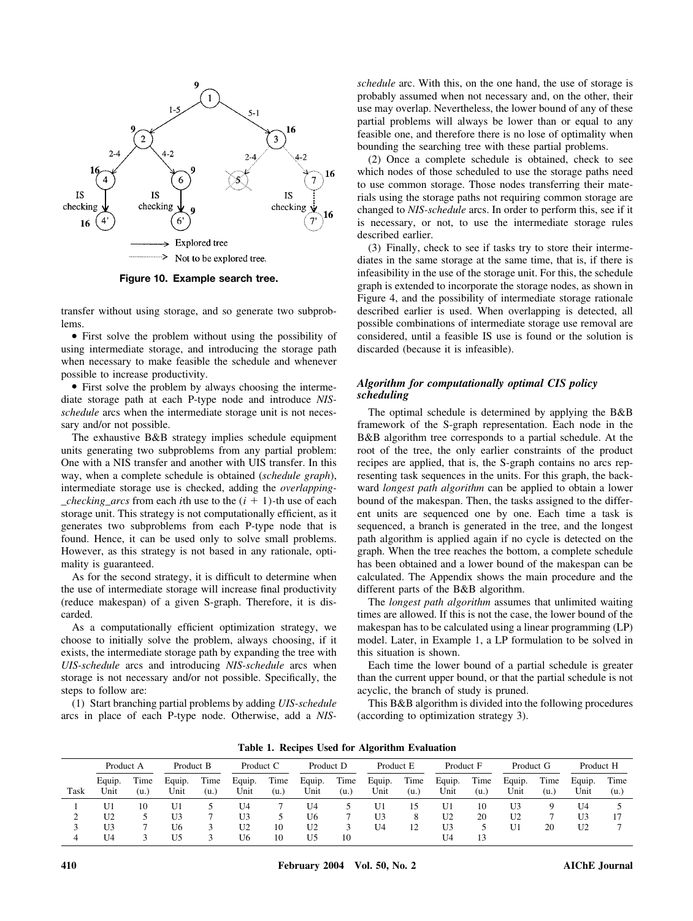9

1

1-5

5-1

9

2

16

3

2-4

4-2

2-4

4-2

16

4

9

6

5

7

16

IS checking

IS checking

IS checking

16

4'

6'

9

7'

16

Explored tree

Not to be explored tree.

**Figure 10. Example search tree.**

transfer without using storage, and so generate two subproblems.

- First solve the problem without using the possibility of using intermediate storage, and introducing the storage path when necessary to make feasible the schedule and whenever possible to increase productivity.
- First solve the problem by always choosing the intermediate storage path at each P-type node and introduce *NIS-schedule* arcs when the intermediate storage unit is not necessary and/or not possible.

The exhaustive B&B strategy implies schedule equipment units generating two subproblems from any partial problem: One with a NIS transfer and another with UIS transfer. In this way, when a complete schedule is obtained (*schedule graph*), intermediate storage use is checked, adding the *overlapping-_checking_arcs* from each $i$th use to the $(i + 1)$-th use of each storage unit. This strategy is not computationally efficient, as it generates two subproblems from each P-type node that is found. Hence, it can be used only to solve small problems. However, as this strategy is not based in any rationale, optimality is guaranteed.

As for the second strategy, it is difficult to determine when the use of intermediate storage will increase final productivity (reduce makespan) of a given S-graph. Therefore, it is discarded.

As a computationally efficient optimization strategy, we choose to initially solve the problem, always choosing, if it exists, the intermediate storage path by expanding the tree with *UIS-schedule* arcs and introducing *NIS-schedule* arcs when storage is not necessary and/or not possible. Specifically, the steps to follow are:

(1) Start branching partial problems by adding *UIS-schedule* arcs in place of each P-type node. Otherwise, add a *NIS-schedule* arc. With this, on the one hand, the use of storage is probably assumed when not necessary and, on the other, their use may overlap. Nevertheless, the lower bound of any of these partial problems will always be lower than or equal to any feasible one, and therefore there is no lose of optimality when bounding the searching tree with these partial problems.

(2) Once a complete schedule is obtained, check to see which nodes of those scheduled to use the storage paths need to use common storage. Those nodes transferring their materials using the storage paths not requiring common storage are changed to *NIS-schedule* arcs. In order to perform this, see if it is necessary, or not, to use the intermediate storage rules described earlier.

(3) Finally, check to see if tasks try to store their intermediates in the same storage at the same time, that is, if there is infeasibility in the use of the storage unit. For this, the schedule graph is extended to incorporate the storage nodes, as shown in Figure 4, and the possibility of intermediate storage rationale described earlier is used. When overlapping is detected, all possible combinations of intermediate storage use removal are considered, until a feasible IS use is found or the solution is discarded (because it is infeasible).

### *Algorithm for computationally optimal CIS policy scheduling*

The optimal schedule is determined by applying the B&B framework of the S-graph representation. Each node in the B&B algorithm tree corresponds to a partial schedule. At the root of the tree, the only earlier constraints of the product recipes are applied, that is, the S-graph contains no arcs representing task sequences in the units. For this graph, the backward *longest path algorithm* can be applied to obtain a lower bound of the makespan. Then, the tasks assigned to the different units are sequenced one by one. Each time a task is sequenced, a branch is generated in the tree, and the longest path algorithm is applied again if no cycle is detected on the graph. When the tree reaches the bottom, a complete schedule has been obtained and a lower bound of the makespan can be calculated. The Appendix shows the main procedure and the different parts of the B&B algorithm.

The *longest path algorithm* assumes that unlimited waiting times are allowed. If this is not the case, the lower bound of the makespan has to be calculated using a linear programming (LP) model. Later, in Example 1, a LP formulation to be solved in this situation is shown.

Each time the lower bound of a partial schedule is greater than the current upper bound, or that the partial schedule is not acyclic, the branch of study is pruned.

This B&B algorithm is divided into the following procedures (according to optimization strategy 3).

**Table 1. Recipes Used for Algorithm Evaluation**

| | Product A | | Product B | | Product C | | Product D | | Product E | | Product F | | Product G | | Product H | |
|---|---|---|---|---|---|---|---|---|---|---|---|---|---|---|---|---|
| Task | Equip. Unit | Time (u.) | Equip. Unit | Time (u.) | Equip. Unit | Time (u.) | Equip. Unit | Time (u.) | Equip. Unit | Time (u.) | Equip. Unit | Time (u.) | Equip. Unit | Time (u.) | Equip. Unit | Time (u.) |
| 1 | U1 | 10 | U1 | 5 | U4 | 7 | U4 | 5 | U1 | 15 | U1 | 10 | U3 | 9 | U4 | 5 |
| 2 | U2 | 5 | U3 | 7 | U3 | 5 | U6 | 7 | U3 | 8 | U2 | 20 | U2 | 7 | U3 | 17 |
| 3 | U3 | 7 | U6 | 3 | U2 | 10 | U2 | 3 | U4 | 12 | U3 | 5 | U1 | 20 | U2 | 7 |
| 4 | U4 | 3 | U5 | 3 | U6 | 10 | U5 | 10 | | | U4 | 13 | | | | |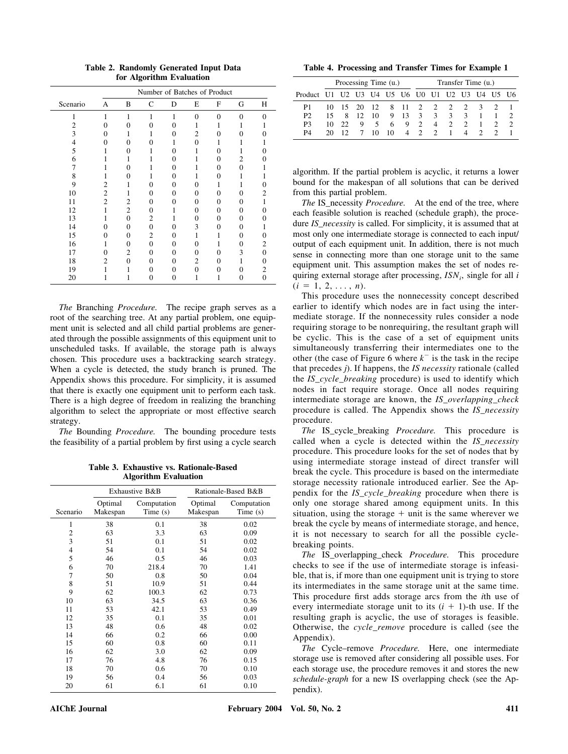**Table 2. Randomly Generated Input Data for Algorithm Evaluation**

| Scenario | Number of Batches of Product | | | | | | | |
|---|---|---|---|---|---|---|---|---|
| | A | B | C | D | E | F | G | H |
| 1 | 1 | 1 | 1 | 1 | 0 | 0 | 0 | 0 |
| 2 | 0 | 0 | 0 | 0 | 1 | 1 | 1 | 1 |
| 3 | 0 | 1 | 1 | 0 | 2 | 0 | 0 | 0 |
| 4 | 0 | 0 | 0 | 1 | 0 | 1 | 1 | 1 |
| 5 | 1 | 0 | 1 | 0 | 1 | 0 | 1 | 0 |
| 6 | 1 | 1 | 1 | 0 | 1 | 0 | 2 | 0 |
| 7 | 1 | 0 | 1 | 0 | 1 | 0 | 0 | 1 |
| 8 | 1 | 0 | 1 | 0 | 1 | 0 | 1 | 1 |
| 9 | 2 | 1 | 0 | 0 | 0 | 1 | 1 | 0 |
| 10 | 2 | 1 | 0 | 0 | 0 | 0 | 0 | 2 |
| 11 | 2 | 2 | 0 | 0 | 0 | 0 | 0 | 1 |
| 12 | 1 | 2 | 0 | 1 | 0 | 0 | 0 | 0 |
| 13 | 1 | 0 | 2 | 1 | 0 | 0 | 0 | 0 |
| 14 | 0 | 0 | 0 | 0 | 3 | 0 | 0 | 1 |
| 15 | 0 | 0 | 2 | 0 | 1 | 1 | 0 | 0 |
| 16 | 1 | 0 | 0 | 0 | 0 | 1 | 0 | 2 |
| 17 | 0 | 2 | 0 | 0 | 0 | 0 | 3 | 0 |
| 18 | 2 | 0 | 0 | 0 | 2 | 0 | 1 | 0 |
| 19 | 1 | 1 | 0 | 0 | 0 | 0 | 0 | 2 |
| 20 | 1 | 1 | 0 | 0 | 1 | 1 | 0 | 0 |

*The* Branching *Procedure.* The recipe graph serves as a root of the searching tree. At any partial problem, one equipment unit is selected and all child partial problems are generated through the possible assignments of this equipment unit to unscheduled tasks. If available, the storage path is always chosen. This procedure uses a backtracking search strategy. When a cycle is detected, the study branch is pruned. The Appendix shows this procedure. For simplicity, it is assumed that there is exactly one equipment unit to perform each task. There is a high degree of freedom in realizing the branching algorithm to select the appropriate or most effective search strategy.

*The* Bounding *Procedure.* The bounding procedure tests the feasibility of a partial problem by first using a cycle search algorithm. If the partial problem is acyclic, it returns a lower bound for the makespan of all solutions that can be derived from this partial problem.

**Table 3. Exhaustive vs. Rationale-Based Algorithm Evaluation**

| Scenario | Exhaustive B&B | | Rationale-Based B&B | |
|---|---|---|---|---|
| | Optimal Makespan | Computation Time (s) | Optimal Makespan | Computation Time (s) |
| 1 | 38 | 0.1 | 38 | 0.02 |
| 2 | 63 | 3.3 | 63 | 0.09 |
| 3 | 51 | 0.1 | 51 | 0.02 |
| 4 | 54 | 0.1 | 54 | 0.02 |
| 5 | 46 | 0.5 | 46 | 0.03 |
| 6 | 70 | 218.4 | 70 | 1.41 |
| 7 | 50 | 0.8 | 50 | 0.04 |
| 8 | 51 | 10.9 | 51 | 0.44 |
| 9 | 62 | 100.3 | 62 | 0.73 |
| 10 | 63 | 34.5 | 63 | 0.36 |
| 11 | 53 | 42.1 | 53 | 0.49 |
| 12 | 35 | 0.1 | 35 | 0.01 |
| 13 | 48 | 0.6 | 48 | 0.02 |
| 14 | 66 | 0.2 | 66 | 0.00 |
| 15 | 60 | 0.8 | 60 | 0.11 |
| 16 | 62 | 3.0 | 62 | 0.09 |
| 17 | 76 | 4.8 | 76 | 0.15 |
| 18 | 70 | 0.6 | 70 | 0.10 |
| 19 | 56 | 0.4 | 56 | 0.03 |
| 20 | 61 | 6.1 | 61 | 0.10 |

**Table 4. Processing and Transfer Times for Example 1**

| Product | Processing Time (u.) | | | | | | Transfer Time (u.) | | | | | | |
|---|---|---|---|---|---|---|---|---|---|---|---|---|---|
| | U1 | U2 | U3 | U4 | U5 | U6 | U0 | U1 | U2 | U3 | U4 | U5 | U6 |
| P1 | 10 | 15 | 20 | 12 | 8 | 11 | 2 | 2 | 2 | 2 | 3 | 2 | 1 |
| P2 | 15 | 8 | 12 | 10 | 9 | 13 | 3 | 3 | 3 | 3 | 1 | 1 | 2 |
| P3 | 10 | 22 | 9 | 5 | 6 | 9 | 2 | 4 | 2 | 2 | 1 | 2 | 2 |
| P4 | 20 | 12 | 7 | 10 | 10 | 4 | 2 | 2 | 1 | 4 | 2 | 2 | 1 |

*The* IS_necessity *Procedure.* At the end of the tree, where each feasible solution is reached (schedule graph), the procedure *IS_necessity* is called. For simplicity, it is assumed that at most only one intermediate storage is connected to each input/output of each equipment unit. In addition, there is not much sense in connecting more than one storage unit to the same equipment unit. This assumption makes the set of nodes requiring external storage after processing, $ISN_i$, single for all $i$ ($i = 1, 2, \ldots, n$).

This procedure uses the nonnecessity concept described earlier to identify which nodes are in fact using the intermediate storage. If the nonnecessity rules consider a node requiring storage to be nonrequiring, the resultant graph will be cyclic. This is the case of a set of equipment units simultaneously transferring their intermediates one to the other (the case of Figure 6 where $k^-$ is the task in the recipe that precedes $j$). If happens, the *IS necessity* rationale (called the *IS_cycle_breaking* procedure) is used to identify which nodes in fact require storage. Once all nodes requiring intermediate storage are known, the *IS_overlapping_check* procedure is called. The Appendix shows the *IS_necessity* procedure.

*The* IS_cycle_breaking *Procedure.* This procedure is called when a cycle is detected within the *IS_necessity* procedure. This procedure looks for the set of nodes that by using intermediate storage instead of direct transfer will break the cycle. This procedure is based on the intermediate storage necessity rationale introduced earlier. See the Appendix for the *IS_cycle_breaking* procedure when there is only one storage shared among equipment units. In this situation, using the storage + unit is the same wherever we break the cycle by means of intermediate storage, and hence, it is not necessary to search for all the possible cycle-breaking points.

*The* IS_overlapping_check *Procedure.* This procedure checks to see if the use of intermediate storage is infeasible, that is, if more than one equipment unit is trying to store its intermediates in the same storage unit at the same time. This procedure first adds storage arcs from the $i$th use of every intermediate storage unit to its $(i + 1)$-th use. If the resulting graph is acyclic, the use of storages is feasible. Otherwise, the *cycle_remove* procedure is called (see the Appendix).

*The* Cycle–remove *Procedure.* Here, one intermediate storage use is removed after considering all possible uses. For each storage use, the procedure removes it and stores the new *schedule-graph* for a new IS overlapping check (see the Appendix).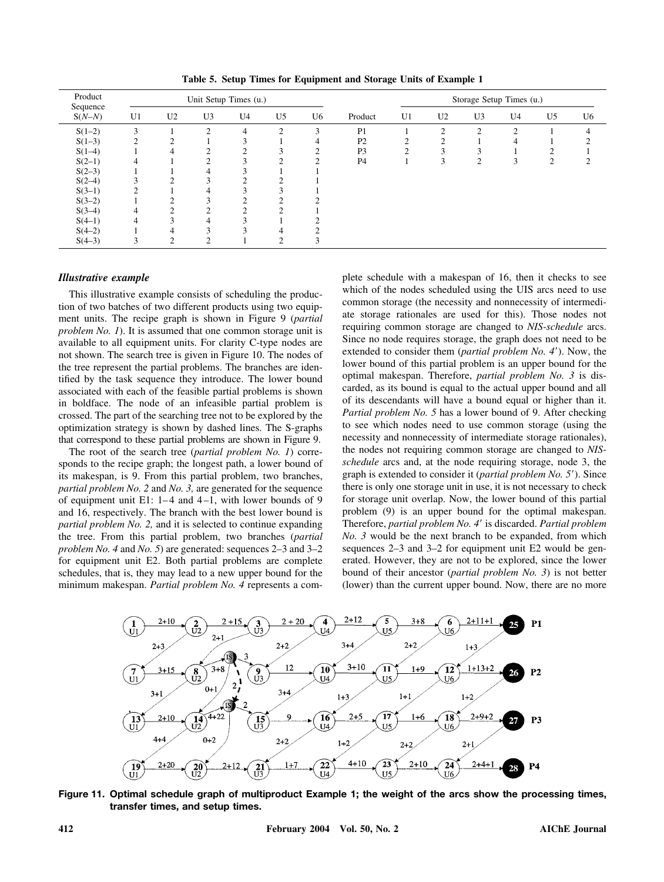**Table 5. Setup Times for Equipment and Storage Units of Example 1**

| Product Sequence S(N–N) | Unit Setup Times (u.) | | | | | | Product | Storage Setup Times (u.) | | | | | |
|---|---|---|---|---|---|---|---|---|---|---|---|---|---|
| | U1 | U2 | U3 | U4 | U5 | U6 | | U1 | U2 | U3 | U4 | U5 | U6 |
| S(1–2) | 3 | 1 | 2 | 4 | 2 | 3 | P1 | 1 | 2 | 2 | 2 | 1 | 4 |
| S(1–3) | 2 | 2 | 1 | 3 | 1 | 4 | P2 | 2 | 2 | 1 | 4 | 1 | 2 |
| S(1–4) | 1 | 4 | 2 | 2 | 3 | 2 | P3 | 2 | 3 | 3 | 1 | 2 | 1 |
| S(2–1) | 4 | 1 | 2 | 3 | 2 | 2 | P4 | 1 | 3 | 2 | 3 | 2 | 2 |
| S(2–3) | 1 | 1 | 4 | 3 | 1 | 1 | | | | | | | |
| S(2–4) | 3 | 2 | 3 | 2 | 2 | 1 | | | | | | | |
| S(3–1) | 2 | 1 | 4 | 3 | 3 | 1 | | | | | | | |
| S(3–2) | 1 | 2 | 3 | 2 | 2 | 2 | | | | | | | |
| S(3–4) | 4 | 2 | 2 | 2 | 2 | 1 | | | | | | | |
| S(4–1) | 4 | 3 | 4 | 3 | 1 | 2 | | | | | | | |
| S(4–2) | 1 | 4 | 3 | 3 | 4 | 2 | | | | | | | |
| S(4–3) | 3 | 2 | 2 | 1 | 2 | 3 | | | | | | | |

### *Illustrative example*

This illustrative example consists of scheduling the production of two batches of two different products using two equipment units. The recipe graph is shown in Figure 9 (*partial problem No. 1*). It is assumed that one common storage unit is available to all equipment units. For clarity C-type nodes are not shown. The search tree is given in Figure 10. The nodes of the tree represent the partial problems. The branches are identified by the task sequence they introduce. The lower bound associated with each of the feasible partial problems is shown in boldface. The node of an infeasible partial problem is crossed. The part of the searching tree not to be explored by the optimization strategy is shown by dashed lines. The S-graphs that correspond to these partial problems are shown in Figure 9.

The root of the search tree (*partial problem No. 1*) corresponds to the recipe graph; the longest path, a lower bound of its makespan, is 9. From this partial problem, two branches, *partial problem No. 2* and *No. 3,* are generated for the sequence of equipment unit E1: 1–4 and 4–1, with lower bounds of 9 and 16, respectively. The branch with the best lower bound is *partial problem No. 2,* and it is selected to continue expanding the tree. From this partial problem, two branches (*partial problem No. 4* and *No. 5*) are generated: sequences 2–3 and 3–2 for equipment unit E2. Both partial problems are complete schedules, that is, they may lead to a new upper bound for the minimum makespan. *Partial problem No. 4* represents a complete schedule with a makespan of 16, then it checks to see which of the nodes scheduled using the UIS arcs need to use common storage (the necessity and nonnecessity of intermediate storage rationales are used for this). Those nodes not requiring common storage are changed to *NIS-schedule* arcs. Since no node requires storage, the graph does not need to be extended to consider them (*partial problem No. 4′*). Now, the lower bound of this partial problem is an upper bound for the optimal makespan. Therefore, *partial problem No. 3* is discarded, as its bound is equal to the actual upper bound and all of its descendants will have a bound equal or higher than it. *Partial problem No. 5* has a lower bound of 9. After checking to see which nodes need to use common storage (using the necessity and nonnecessity of intermediate storage rationales), the nodes not requiring common storage are changed to *NIS-schedule* arcs and, at the node requiring storage, node 3, the graph is extended to consider it (*partial problem No. 5′*). Since there is only one storage unit in use, it is not necessary to check for storage unit overlap. Now, the lower bound of this partial problem (9) is an upper bound for the optimal makespan. Therefore, *partial problem No. 4′* is discarded. *Partial problem No. 3* would be the next branch to be expanded, from which sequences 2–3 and 3–2 for equipment unit E2 would be generated. However, they are not to be explored, since the lower bound of their ancestor (*partial problem No. 3*) is not better (lower) than the current upper bound. Now, there are no more

**Figure 11. Optimal schedule graph of multiproduct Example 1; the weight of the arcs show the processing times, transfer times, and setup times.**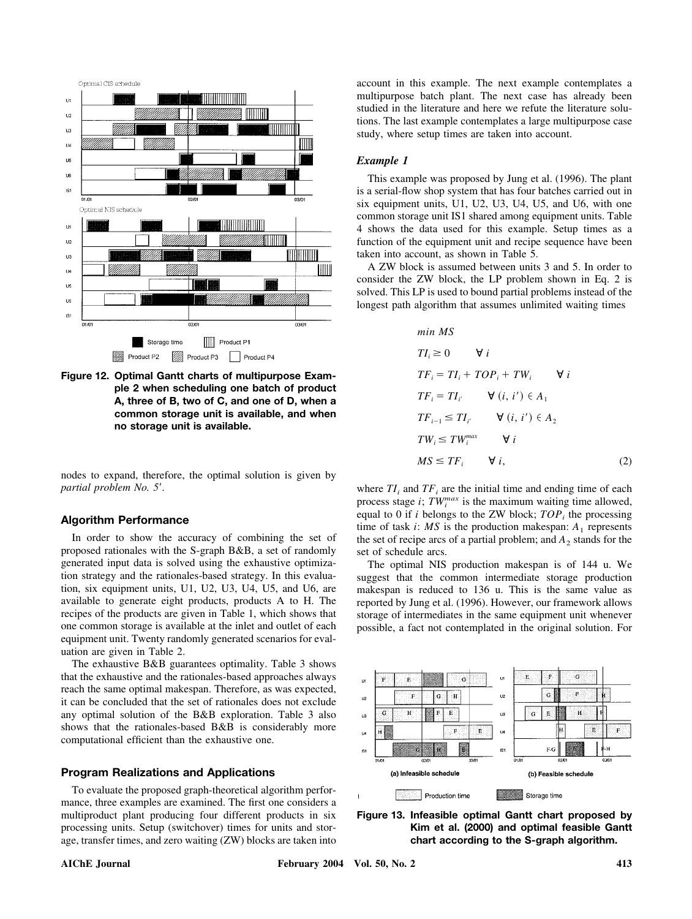Optimal CIS schedule

U1
U2
U3
U4
U5
U6
IS1

01/01 02/01 03/01

Optimal NIS schedule

U1
U2
U3
U4
U5
U6
IS1

01/01 02/01 03/01

Storage time
Product P1
Product P2
Product P3
Product P4

**Figure 12. Optimal Gantt charts of multipurpose Example 2 when scheduling one batch of product A, three of B, two of C, and one of D, when a common storage unit is available, and when no storage unit is available.**

nodes to expand, therefore, the optimal solution is given by *partial problem No. 5′*.

### Algorithm Performance

In order to show the accuracy of combining the set of proposed rationales with the S-graph B&B, a set of randomly generated input data is solved using the exhaustive optimization strategy and the rationales-based strategy. In this evaluation, six equipment units, U1, U2, U3, U4, U5, and U6, are available to generate eight products, products A to H. The recipes of the products are given in Table 1, which shows that one common storage is available at the inlet and outlet of each equipment unit. Twenty randomly generated scenarios for evaluation are given in Table 2.

The exhaustive B&B guarantees optimality. Table 3 shows that the exhaustive and the rationales-based approaches always reach the same optimal makespan. Therefore, as was expected, it can be concluded that the set of rationales does not exclude any optimal solution of the B&B exploration. Table 3 also shows that the rationales-based B&B is considerably more computational efficient than the exhaustive one.

### Program Realizations and Applications

To evaluate the proposed graph-theoretical algorithm performance, three examples are examined. The first one considers a multiproduct plant producing four different products in six processing units. Setup (switchover) times for units and storage, transfer times, and zero waiting (ZW) blocks are taken into account in this example. The next example contemplates a multipurpose batch plant. The next case has already been studied in the literature and here we refute the literature solutions. The last example contemplates a large multipurpose case study, where setup times are taken into account.

#### *Example 1*

This example was proposed by Jung et al. (1996). The plant is a serial-flow shop system that has four batches carried out in six equipment units, U1, U2, U3, U4, U5, and U6, with one common storage unit IS1 shared among equipment units. Table 4 shows the data used for this example. Setup times as a function of the equipment unit and recipe sequence have been taken into account, as shown in Table 5.

A ZW block is assumed between units 3 and 5. In order to consider the ZW block, the LP problem shown in Eq. 2 is solved. This LP is used to bound partial problems instead of the longest path algorithm that assumes unlimited waiting times

$$
\begin{aligned}
& \min MS \\
& TI_i \geq 0 \qquad \forall\, i \\
& TF_i = TI_i + TOP_i + TW_i \qquad \forall\, i \\
& TF_i = TI_{i'} \qquad \forall\, (i, i') \in A_1 \\
& TF_{i-1} \leq TI_{i'} \qquad \forall\, (i, i') \in A_2 \\
& TW_i \leq TW_i^{max} \qquad \forall\, i \\
& MS \leq TF_i \qquad \forall\, i,
\end{aligned}
\tag{2}
$$

where $TI_i$ and $TF_i$ are the initial time and ending time of each process stage $i$; $TW_i^{max}$ is the maximum waiting time allowed, equal to 0 if $i$ belongs to the ZW block; $TOP_i$ the processing time of task $i$: $MS$ is the production makespan: $A_1$ represents the set of recipe arcs of a partial problem; and $A_2$ stands for the set of schedule arcs.

The optimal NIS production makespan is of 144 u. We suggest that the common intermediate storage production makespan is reduced to 136 u. This is the same value as reported by Jung et al. (1996). However, our framework allows storage of intermediates in the same equipment unit whenever possible, a fact not contemplated in the original solution. For

U1 U2 U3 U4 IS1

F E G F G H G H F E H F E G H E

01/01 02/01 03/01

(a) Infeasible schedule

U1 U2 U3 U4 IS1

E F G G F H G E H H E F F-G F-H

01/01 02/01 03/01

(b) Feasible schedule

Production time
Storage time

**Figure 13. Infeasible optimal Gantt chart proposed by Kim et al. (2000) and optimal feasible Gantt chart according to the S-graph algorithm.**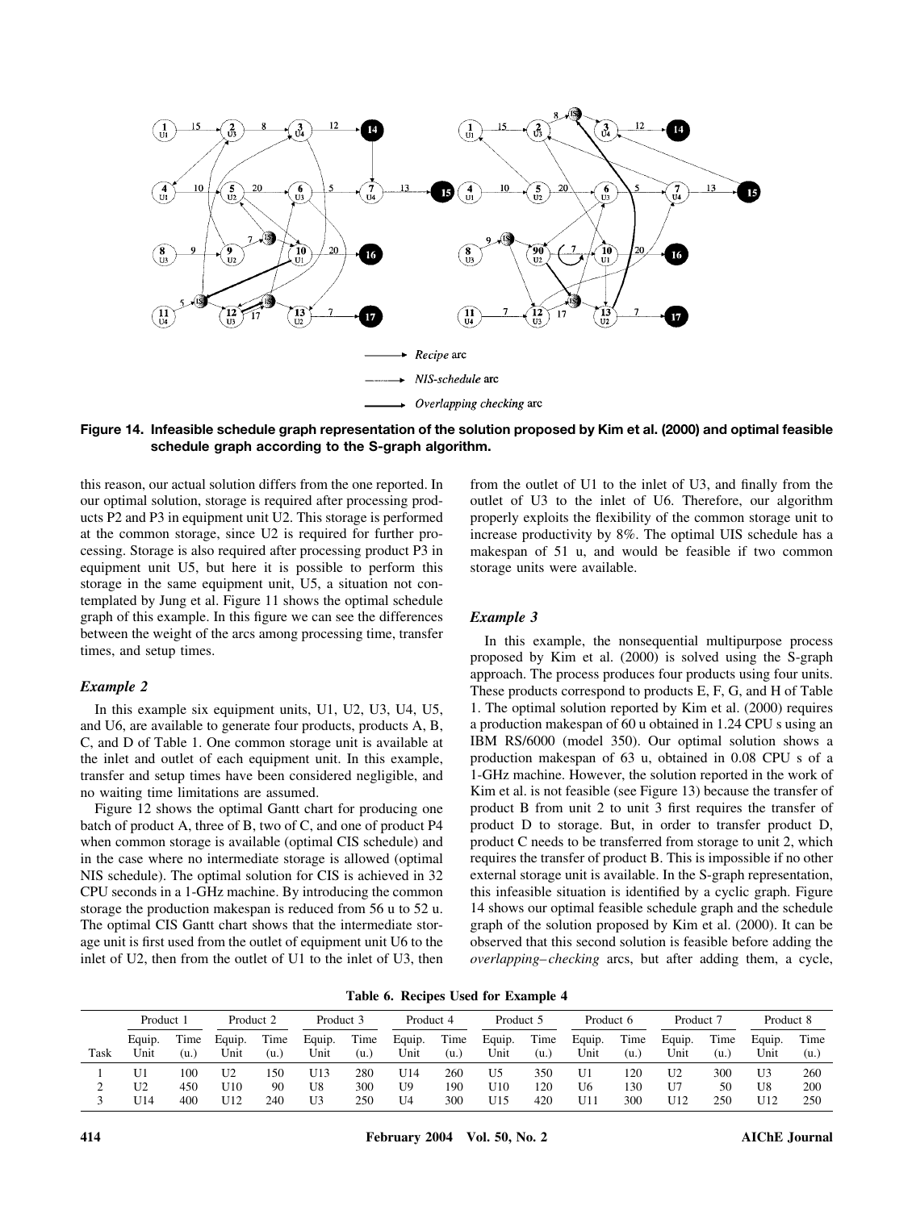Recipe arc

NIS-schedule arc

Overlapping checking arc

**Figure 14. Infeasible schedule graph representation of the solution proposed by Kim et al. (2000) and optimal feasible schedule graph according to the S-graph algorithm.**

this reason, our actual solution differs from the one reported. In our optimal solution, storage is required after processing products P2 and P3 in equipment unit U2. This storage is performed at the common storage, since U2 is required for further processing. Storage is also required after processing product P3 in equipment unit U5, but here it is possible to perform this storage in the same equipment unit, U5, a situation not contemplated by Jung et al. Figure 11 shows the optimal schedule graph of this example. In this figure we can see the differences between the weight of the arcs among processing time, transfer times, and setup times.

### *Example 2*

In this example six equipment units, U1, U2, U3, U4, U5, and U6, are available to generate four products, products A, B, C, and D of Table 1. One common storage unit is available at the inlet and outlet of each equipment unit. In this example, transfer and setup times have been considered negligible, and no waiting time limitations are assumed.

Figure 12 shows the optimal Gantt chart for producing one batch of product A, three of B, two of C, and one of product P4 when common storage is available (optimal CIS schedule) and in the case where no intermediate storage is allowed (optimal NIS schedule). The optimal solution for CIS is achieved in 32 CPU seconds in a 1-GHz machine. By introducing the common storage the production makespan is reduced from 56 u to 52 u. The optimal CIS Gantt chart shows that the intermediate storage unit is first used from the outlet of equipment unit U6 to the inlet of U2, then from the outlet of U1 to the inlet of U3, then from the outlet of U1 to the inlet of U3, and finally from the outlet of U3 to the inlet of U6. Therefore, our algorithm properly exploits the flexibility of the common storage unit to increase productivity by 8%. The optimal UIS schedule has a makespan of 51 u, and would be feasible if two common storage units were available.

### *Example 3*

In this example, the nonsequential multipurpose process proposed by Kim et al. (2000) is solved using the S-graph approach. The process produces four products using four units. These products correspond to products E, F, G, and H of Table 1. The optimal solution reported by Kim et al. (2000) requires a production makespan of 60 u obtained in 1.24 CPU s using an IBM RS/6000 (model 350). Our optimal solution shows a production makespan of 63 u, obtained in 0.08 CPU s of a 1-GHz machine. However, the solution reported in the work of Kim et al. is not feasible (see Figure 13) because the transfer of product B from unit 2 to unit 3 first requires the transfer of product D to storage. But, in order to transfer product D, product C needs to be transferred from storage to unit 2, which requires the transfer of product B. This is impossible if no other external storage unit is available. In the S-graph representation, this infeasible situation is identified by a cyclic graph. Figure 14 shows our optimal feasible schedule graph and the schedule graph of the solution proposed by Kim et al. (2000). It can be observed that this second solution is feasible before adding the *overlapping–checking* arcs, but after adding them, a cycle,

**Table 6. Recipes Used for Example 4**

| | Product 1 | | Product 2 | | Product 3 | | Product 4 | | Product 5 | | Product 6 | | Product 7 | | Product 8 | |
|---|---|---|---|---|---|---|---|---|---|---|---|---|---|---|---|---|
| Task | Equip. Unit | Time (u.) | Equip. Unit | Time (u.) | Equip. Unit | Time (u.) | Equip. Unit | Time (u.) | Equip. Unit | Time (u.) | Equip. Unit | Time (u.) | Equip. Unit | Time (u.) | Equip. Unit | Time (u.) |
| 1 | U1 | 100 | U2 | 150 | U13 | 280 | U14 | 260 | U5 | 350 | U1 | 120 | U2 | 300 | U3 | 260 |
| 2 | U2 | 450 | U10 | 90 | U8 | 300 | U9 | 190 | U10 | 120 | U6 | 130 | U7 | 50 | U8 | 200 |
| 3 | U14 | 400 | U12 | 240 | U3 | 250 | U4 | 300 | U15 | 420 | U11 | 300 | U12 | 250 | U12 | 250 |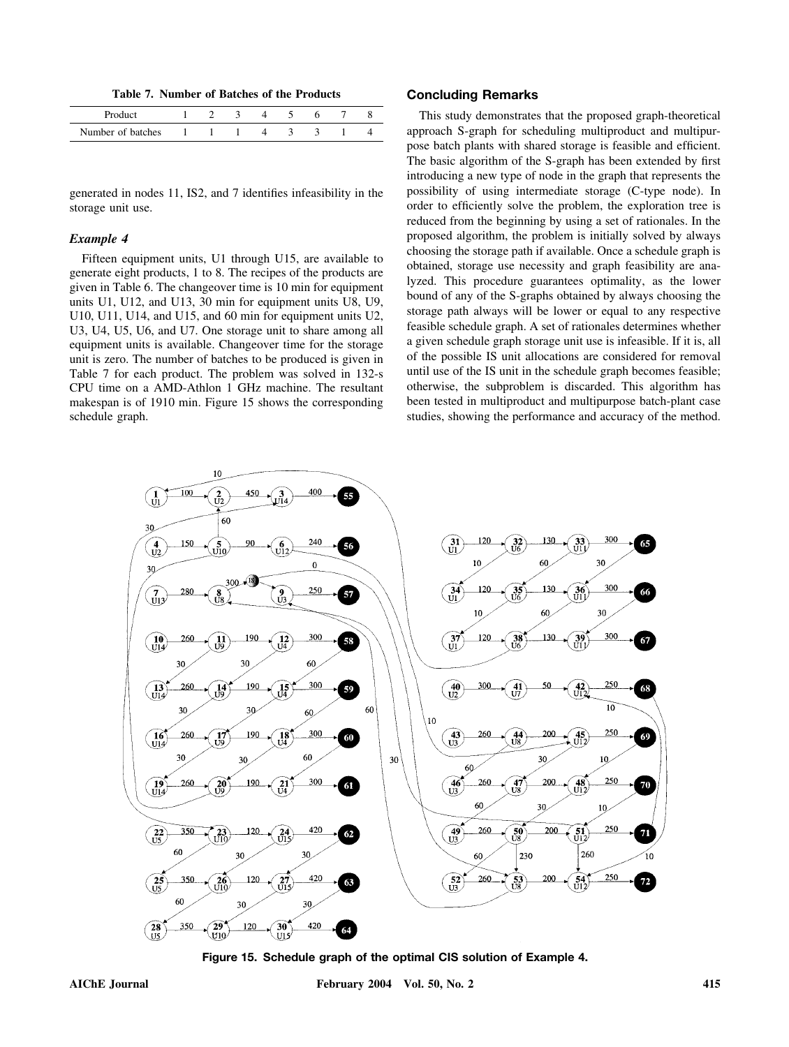**Table 7. Number of Batches of the Products**

| Product | 1 | 2 | 3 | 4 | 5 | 6 | 7 | 8 |
|---|---|---|---|---|---|---|---|---|
| Number of batches | 1 | 1 | 1 | 4 | 3 | 3 | 1 | 4 |

generated in nodes 11, IS2, and 7 identifies infeasibility in the storage unit use.

### *Example 4*

Fifteen equipment units, U1 through U15, are available to generate eight products, 1 to 8. The recipes of the products are given in Table 6. The changeover time is 10 min for equipment units U1, U12, and U13, 30 min for equipment units U8, U9, U10, U11, U14, and U15, and 60 min for equipment units U2, U3, U4, U5, U6, and U7. One storage unit to share among all equipment units is available. Changeover time for the storage unit is zero. The number of batches to be produced is given in Table 7 for each product. The problem was solved in 132-s CPU time on a AMD-Athlon 1 GHz machine. The resultant makespan is of 1910 min. Figure 15 shows the corresponding schedule graph.

## Concluding Remarks

This study demonstrates that the proposed graph-theoretical approach S-graph for scheduling multiproduct and multipurpose batch plants with shared storage is feasible and efficient. The basic algorithm of the S-graph has been extended by first introducing a new type of node in the graph that represents the possibility of using intermediate storage (C-type node). In order to efficiently solve the problem, the exploration tree is reduced from the beginning by using a set of rationales. In the proposed algorithm, the problem is initially solved by always choosing the storage path if available. Once a schedule graph is obtained, storage use necessity and graph feasibility are analyzed. This procedure guarantees optimality, as the lower bound of any of the S-graphs obtained by always choosing the storage path always will be lower or equal to any respective feasible schedule graph. A set of rationales determines whether a given schedule graph storage unit use is infeasible. If it is, all of the possible IS unit allocations are considered for removal until use of the IS unit in the schedule graph becomes feasible; otherwise, the subproblem is discarded. This algorithm has been tested in multiproduct and multipurpose batch-plant case studies, showing the performance and accuracy of the method.

**Figure 15. Schedule graph of the optimal CIS solution of Example 4.**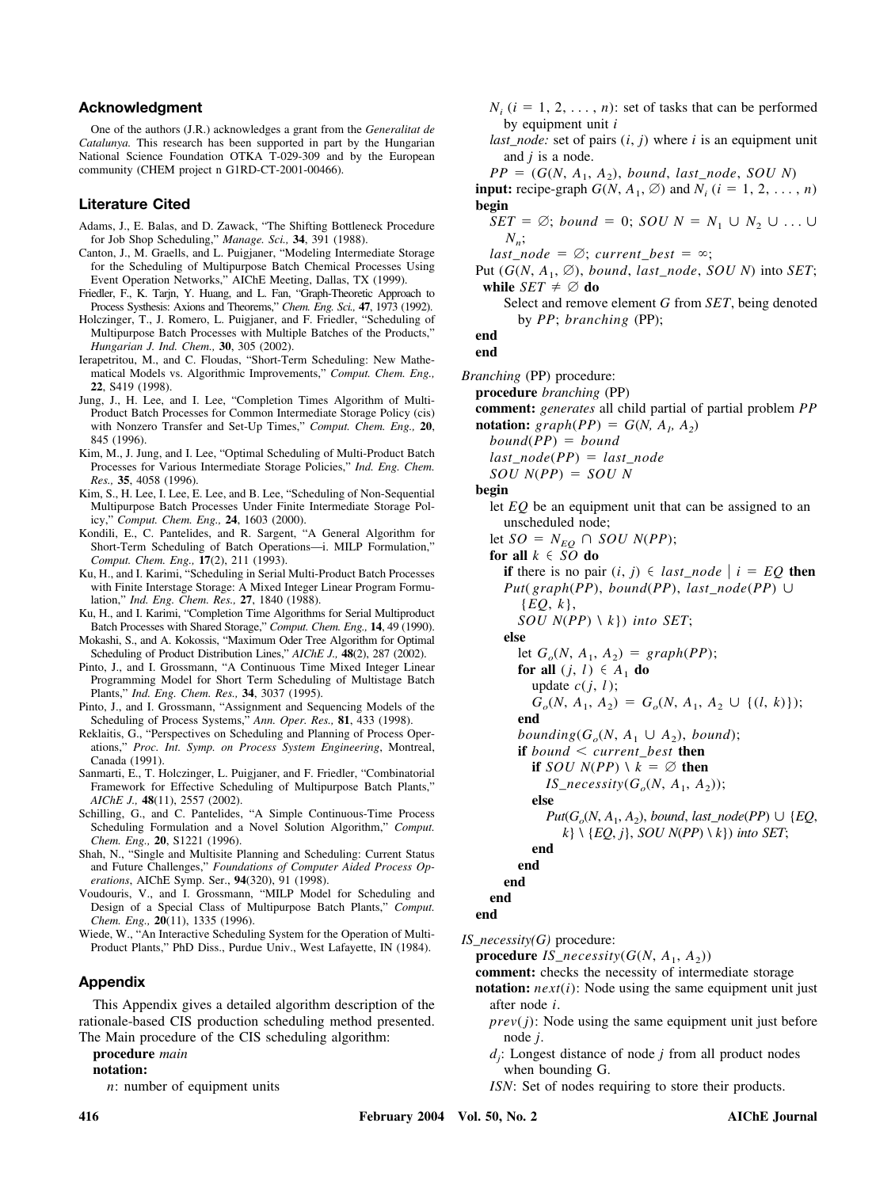## Acknowledgment

One of the authors (J.R.) acknowledges a grant from the *Generalitat de Catalunya*. This research has been supported in part by the Hungarian National Science Foundation OTKA T-029-309 and by the European community (CHEM project n G1RD-CT-2001-00466).

## Literature Cited

Adams, J., E. Balas, and D. Zawack, "The Shifting Bottleneck Procedure for Job Shop Scheduling," *Manage. Sci.,* **34**, 391 (1988).

Canton, J., M. Graells, and L. Puigjaner, "Modeling Intermediate Storage for the Scheduling of Multipurpose Batch Chemical Processes Using Event Operation Networks," AIChE Meeting, Dallas, TX (1999).

Friedler, F., K. Tarjn, Y. Huang, and L. Fan, "Graph-Theoretic Approach to Process Synthesis: Axions and Theorems," *Chem. Eng. Sci.,* **47**, 1973 (1992).

Holczinger, T., J. Romero, L. Puigjaner, and F. Friedler, "Scheduling of Multipurpose Batch Processes with Multiple Batches of the Products," *Hungarian J. Ind. Chem.,* **30**, 305 (2002).

Ierapetritou, M., and C. Floudas, "Short-Term Scheduling: New Mathematical Models vs. Algorithmic Improvements," *Comput. Chem. Eng.,* **22**, S419 (1998).

Jung, J., H. Lee, and I. Lee, "Completion Times Algorithm of Multi-Product Batch Processes for Common Intermediate Storage Policy (cis) with Nonzero Transfer and Set-Up Times," *Comput. Chem. Eng.,* **20**, 845 (1996).

Kim, M., J. Jung, and I. Lee, "Optimal Scheduling of Multi-Product Batch Processes for Various Intermediate Storage Policies," *Ind. Eng. Chem. Res.,* **35**, 4058 (1996).

Kim, S., H. Lee, I. Lee, E. Lee, and B. Lee, "Scheduling of Non-Sequential Multipurpose Batch Processes Under Finite Intermediate Storage Policy," *Comput. Chem. Eng.,* **24**, 1603 (2000).

Kondili, E., C. Pantelides, and R. Sargent, "A General Algorithm for Short-Term Scheduling of Batch Operations—i. MILP Formulation," *Comput. Chem. Eng.,* **17**(2), 211 (1993).

Ku, H., and I. Karimi, "Scheduling in Serial Multi-Product Batch Processes with Finite Interstage Storage: A Mixed Integer Linear Program Formulation," *Ind. Eng. Chem. Res.,* **27**, 1840 (1988).

Ku, H., and I. Karimi, "Completion Time Algorithms for Serial Multiproduct Batch Processes with Shared Storage," *Comput. Chem. Eng.,* **14**, 49 (1990).

Mokashi, S., and A. Kokossis, "Maximum Oder Tree Algorithm for Optimal Scheduling of Product Distribution Lines," *AIChE J.,* **48**(2), 287 (2002).

Pinto, J., and I. Grossmann, "A Continuous Time Mixed Integer Linear Programming Model for Short Term Scheduling of Multistage Batch Plants," *Ind. Eng. Chem. Res.,* **34**, 3037 (1995).

Pinto, J., and I. Grossmann, "Assignment and Sequencing Models of the Scheduling of Process Systems," *Ann. Oper. Res.,* **81**, 433 (1998).

Reklaitis, G., "Perspectives on Scheduling and Planning of Process Operations," *Proc. Int. Symp. on Process System Engineering*, Montreal, Canada (1991).

Sanmarti, E., T. Holczinger, L. Puigjaner, and F. Friedler, "Combinatorial Framework for Effective Scheduling of Multipurpose Batch Plants," *AIChE J.,* **48**(11), 2557 (2002).

Schilling, G., and C. Pantelides, "A Simple Continuous-Time Process Scheduling Formulation and a Novel Solution Algorithm," *Comput. Chem. Eng.,* **20**, S1221 (1996).

Shah, N., "Single and Multisite Planning and Scheduling: Current Status and Future Challenges," *Foundations of Computer Aided Process Operations*, AIChE Symp. Ser., **94**(320), 91 (1998).

Voudouris, V., and I. Grossmann, "MILP Model for Scheduling and Design of a Special Class of Multipurpose Batch Plants," *Comput. Chem. Eng.,* **20**(11), 1335 (1996).

Wiede, W., "An Interactive Scheduling System for the Operation of Multi-Product Plants," PhD Diss., Purdue Univ., West Lafayette, IN (1984).

## Appendix

This Appendix gives a detailed algorithm description of the rationale-based CIS production scheduling method presented. The Main procedure of the CIS scheduling algorithm:

**procedure** *main*
**notation:**
$n$: number of equipment units
$N_i$ ($i = 1, 2, \ldots, n$): set of tasks that can be performed by equipment unit $i$
*last_node:* set of pairs $(i, j)$ where $i$ is an equipment unit and $j$ is a node.
$PP = (G(N, A_1, A_2), bound, last\_node, SOU\ N)$
**input:** recipe-graph $G(N, A_1, \emptyset)$ and $N_i$ ($i = 1, 2, \ldots, n$)
**begin**
$SET = \emptyset$; $bound = 0$; $SOU\ N = N_1 \cup N_2 \cup \ldots \cup N_n$;
$last\_node = \emptyset$; $current\_best = \infty$;
Put $(G(N, A_1, \emptyset), bound, last\_node, SOU\ N)$ into $SET$;
**while** $SET \neq \emptyset$ **do**
Select and remove element $G$ from $SET$, being denoted by $PP$; *branching* (PP);
**end**
**end**

*Branching* (PP) procedure:
**procedure** *branching* (PP)
**comment:** *generates* all child partial of partial problem *PP*
**notation:** $graph(PP) = G(N, A_1, A_2)$
$bound(PP) = bound$
$last\_node(PP) = last\_node$
$SOU\ N(PP) = SOU\ N$
**begin**
let $EQ$ be an equipment unit that can be assigned to an unscheduled node;
let $SO = N_{EQ} \cap SOU\ N(PP)$;
**for all** $k \in SO$ **do**
**if** there is no pair $(i, j) \in last\_node \mid i = EQ$ **then**
$Put(graph(PP), bound(PP), last\_node(PP) \cup \{EQ, k\}, SOU\ N(PP) \setminus k\})\ into\ SET$;
**else**
let $G_o(N, A_1, A_2) = graph(PP)$;
**for all** $(j, l) \in A_1$ **do**
update $c(j, l)$;
$G_o(N, A_1, A_2) = G_o(N, A_1, A_2 \cup \{(l, k)\})$;
**end**
$bounding(G_o(N, A_1 \cup A_2), bound)$;
**if** $bound < current\_best$ **then**
**if** $SOU\ N(PP) \setminus k = \emptyset$ **then**
$IS\_necessity(G_o(N, A_1, A_2))$;
**else**
$Put(G_o(N, A_1, A_2), bound, last\_node(PP) \cup \{EQ, k\} \setminus \{EQ, j\}, SOU\ N(PP) \setminus k\})\ into\ SET$;
**end**
**end**
**end**
**end**
**end**

*IS_necessity(G)* procedure:
**procedure** $IS\_necessity(G(N, A_1, A_2))$
**comment:** checks the necessity of intermediate storage
**notation:** $next(i)$: Node using the same equipment unit just after node $i$.
$prev(j)$: Node using the same equipment unit just before node $j$.
$d_j$: Longest distance of node $j$ from all product nodes when bounding G.
$ISN$: Set of nodes requiring to store their products.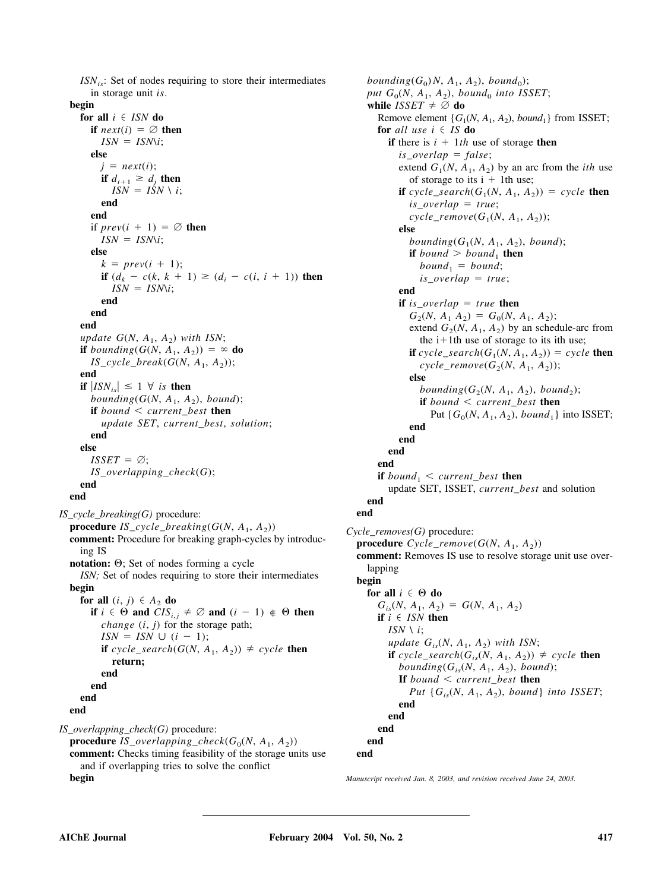$ISN_{is}$: Set of nodes requiring to store their intermediates in storage unit *is*.

**begin**

**for all** $i \in ISN$ **do**

**if** $next(i) = \emptyset$ **then**

$ISN = ISN \backslash i$;

**else**

$j = next(i)$;

**if** $d_{i+1} \geq d_j$ **then**

$ISN = ISN \setminus i$;

**end**

**end**

if $prev(i + 1) = \emptyset$ **then**

$ISN = ISN \backslash i$;

**else**

$k = prev(i + 1)$;

**if** $(d_k - c(k, k + 1) \geq (d_i - c(i, i + 1))$ **then**

$ISN = ISN \backslash i$;

**end**

**end**

**end**

*update* $G(N, A_1, A_2)$ *with* $ISN$;

**if** $bounding(G(N, A_1, A_2)) = \infty$ **do**

$IS\_cycle\_break(G(N, A_1, A_2))$;

**end**

**if** $|ISN_{is}| \leq 1 \ \forall \ is$ **then**

$bounding(G(N, A_1, A_2), bound)$;

**if** $bound < current\_best$ **then**

*update SET*, $current\_best$, *solution*;

**end**

**else**

$ISSET = \emptyset$;

$IS\_overlapping\_check(G)$;

**end**

**end**

*IS_cycle_breaking(G)* procedure:

**procedure** $IS\_cycle\_breaking(G(N, A_1, A_2))$

**comment:** Procedure for breaking graph-cycles by introducing IS

**notation:** $\Theta$; Set of nodes forming a cycle

*ISN;* Set of nodes requiring to store their intermediates

**begin**

**for all** $(i, j) \in A_2$ **do**

**if** $i \in \Theta$ **and** $CIS_{i,j} \neq \emptyset$ **and** $(i - 1) \notin \Theta$ **then**

*change* $(i, j)$ for the storage path;

$ISN = ISN \cup (i - 1)$;

**if** $cycle\_search(G(N, A_1, A_2)) \neq cycle$ **then**

**return;**

**end**

**end**

**end**

**end**

*IS_overlapping_check(G)* procedure:

**procedure** $IS\_overlapping\_check(G_0(N, A_1, A_2))$

**comment:** Checks timing feasibility of the storage units use and if overlapping tries to solve the conflict

**begin**

$bounding(G_0)N, A_1, A_2), bound_0)$;

*put* $G_0(N, A_1, A_2), bound_0$ *into ISSET*;

**while** $ISSET \neq \emptyset$ **do**

Remove element $\{G_1(N, A_1, A_2), bound_1\}$ from ISSET;

**for** *all use* $i \in IS$ **do**

**if** there is $i + 1th$ use of storage **then**

$is\_overlap = false$;

extend $G_1(N, A_1, A_2)$ by an arc from the $ith$ use of storage to its i + 1th use;

**if** $cycle\_search(G_1(N, A_1, A_2)) = cycle$ **then**

$is\_overlap = true$;

$cycle\_remove(G_1(N, A_1, A_2))$;

**else**

$bounding(G_1(N, A_1, A_2), bound)$;

**if** $bound > bound_1$ **then**

$bound_1 = bound$;

$is\_overlap = true$;

**end**

**if** $is\_overlap = true$ **then**

$G_2(N, A_1 \ A_2) = G_0(N, A_1, A_2)$;

extend $G_2(N, A_1, A_2)$ by an schedule-arc from the i+1th use of storage to its ith use;

**if** $cycle\_search(G_1(N, A_1, A_2)) \neq cycle$ **then**

$cycle\_remove(G_2(N, A_1, A_2))$;

**else**

$bounding(G_2(N, A_1, A_2), bound_2)$;

**if** $bound < current\_best$ **then**

Put $\{G_0(N, A_1, A_2), bound_1\}$ into ISSET;

**end**

**end**

**end**

**end**

**if** $bound_1 < current\_best$ **then**

update SET, ISSET, $current\_best$ and solution

**end**

**end**

*Cycle_removes(G)* procedure:

**procedure** $Cycle\_remove(G(N, A_1, A_2))$

**comment:** Removes IS use to resolve storage unit use overlapping

**begin**

**for all** $i \in \Theta$ **do**

$G_{is}(N, A_1, A_2) = G(N, A_1, A_2)$

**if** $i \in ISN$ **then**

$ISN \setminus i$;

*update* $G_{is}(N, A_1, A_2)$ *with* $ISN$;

**if** $cycle\_search(G_{is}(N, A_1, A_2)) \neq cycle$ **then**

$bounding(G_{is}(N, A_1, A_2), bound)$;

**If** $bound < current\_best$ **then**

*Put* $\{G_{is}(N, A_1, A_2), bound\}$ *into ISSET*;

**end**

**end**

**end**

**end**

**end**

*Manuscript received Jan. 8, 2003, and revision received June 24, 2003.*